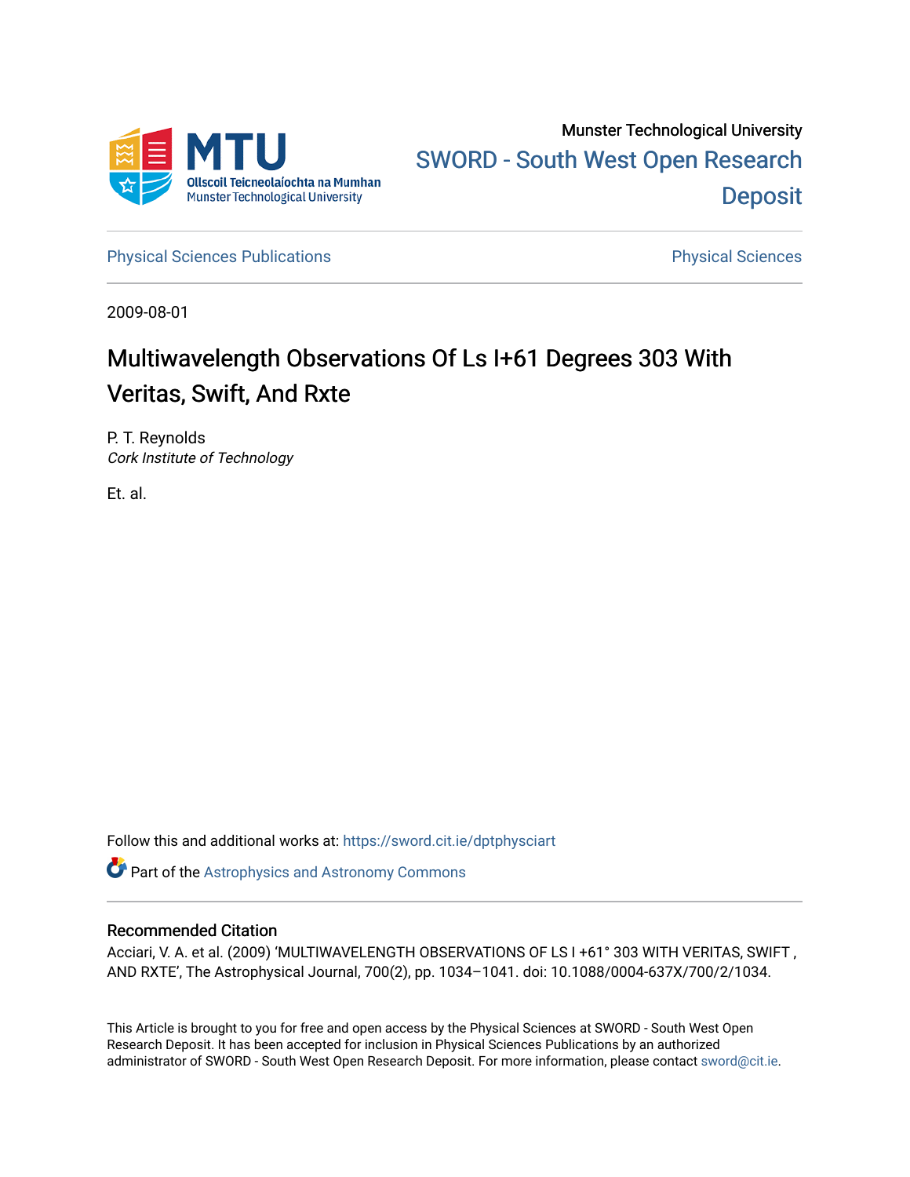Munster Technological University

SWORD - South West Open Research Deposit

Physical Sciences Publications

Physical Sciences

2009-08-01

# Multiwavelength Observations Of Ls I+61 Degrees 303 With Veritas, Swift, And Rxte

P. T. Reynolds
*Cork Institute of Technology*

Et. al.

Follow this and additional works at: https://sword.cit.ie/dptphysciart

Part of the Astrophysics and Astronomy Commons

## Recommended Citation

Acciari, V. A. et al. (2009) 'MULTIWAVELENGTH OBSERVATIONS OF LS I +61° 303 WITH VERITAS, SWIFT , AND RXTE', The Astrophysical Journal, 700(2), pp. 1034–1041. doi: 10.1088/0004-637X/700/2/1034.

This Article is brought to you for free and open access by the Physical Sciences at SWORD - South West Open Research Deposit. It has been accepted for inclusion in Physical Sciences Publications by an authorized administrator of SWORD - South West Open Research Deposit. For more information, please contact sword@cit.ie.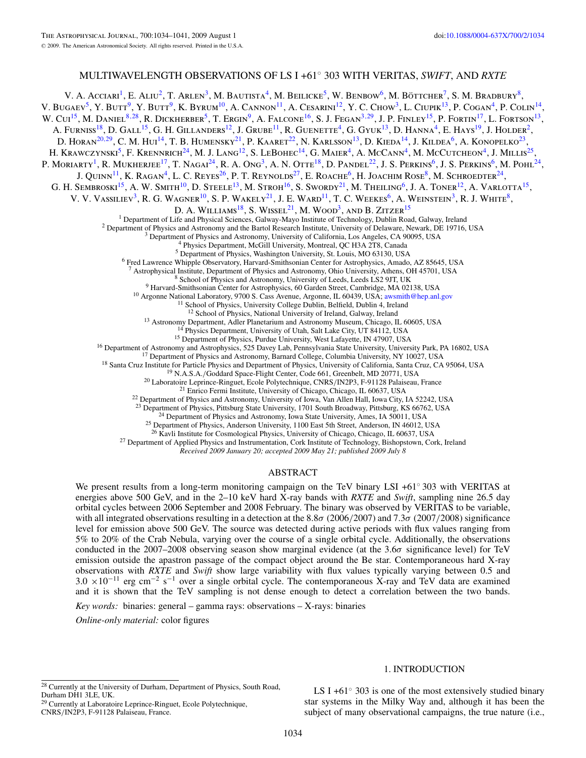# MULTIWAVELENGTH OBSERVATIONS OF LS I +61° 303 WITH VERITAS, *SWIFT*, AND *RXTE*

V. A. Acciari[1], E. Aliu[2], T. Arlen[3], M. Bautista[4], M. Beilicke[5], W. Benbow[6], M. Böttcher[7], S. M. Bradbury[8], V. Bugaev[5], Y. Butt[9], Y. Butt[9], K. Byrum[10], A. Cannon[11], A. Cesarini[12], Y. C. Chow[3], L. Ciupik[13], P. Cogan[4], P. Colin[14], W. Cui[15], M. Daniel[8,28], R. Dickherber[5], T. Ergin[9], A. Falcone[16], S. J. Fegan[3,29], J. P. Finley[15], P. Fortin[17], L. Fortson[13], A. Furniss[18], D. Gall[15], G. H. Gillanders[12], J. Grube[11], R. Guenette[4], G. Gyuk[13], D. Hanna[4], E. Hays[19], J. Holder[2], D. Horan[20,29], C. M. Hui[14], T. B. Humensky[21], P. Kaaret[22], N. Karlsson[13], D. Kieda[14], J. Kildea[6], A. Konopelko[23], H. Krawczynski[5], F. Krennrich[24], M. J. Lang[12], S. LeBohec[14], G. Maier[4], A. McCann[4], M. McCutcheon[4], J. Millis[25], P. Moriarty[1], R. Mukherjee[17], T. Nagai[24], R. A. Ong[3], A. N. Otte[18], D. Pandel[22], J. S. Perkins[6], J. S. Perkins[6], M. Pohl[24], J. Quinn[11], K. Ragan[4], L. C. Reyes[26], P. T. Reynolds[27], E. Roache[6], H. Joachim Rose[8], M. Schroedter[24], G. H. Sembroski[15], A. W. Smith[10], D. Steele[13], M. Stroh[16], S. Swordy[21], M. Theiling[6], J. A. Toner[12], A. Varlotta[15], V. V. Vassiliev[3], R. G. Wagner[10], S. P. Wakely[21], J. E. Ward[11], T. C. Weekes[6], A. Weinstein[3], R. J. White[8], D. A. Williams[18], S. Wissel[21], M. Wood[3], and B. Zitzer[15]

[1] Department of Life and Physical Sciences, Galway-Mayo Institute of Technology, Dublin Road, Galway, Ireland
[2] Department of Physics and Astronomy and the Bartol Research Institute, University of Delaware, Newark, DE 19716, USA
[3] Department of Physics and Astronomy, University of California, Los Angeles, CA 90095, USA
[4] Physics Department, McGill University, Montreal, QC H3A 2T8, Canada
[5] Department of Physics, Washington University, St. Louis, MO 63130, USA
[6] Fred Lawrence Whipple Observatory, Harvard-Smithsonian Center for Astrophysics, Amado, AZ 85645, USA
[7] Astrophysical Institute, Department of Physics and Astronomy, Ohio University, Athens, OH 45701, USA
[8] School of Physics and Astronomy, University of Leeds, Leeds LS2 9JT, UK
[9] Harvard-Smithsonian Center for Astrophysics, 60 Garden Street, Cambridge, MA 02138, USA
[10] Argonne National Laboratory, 9700 S. Cass Avenue, Argonne, IL 60439, USA; awsmith@hep.anl.gov
[11] School of Physics, University College Dublin, Belfield, Dublin 4, Ireland
[12] School of Physics, National University of Ireland, Galway, Ireland
[13] Astronomy Department, Adler Planetarium and Astronomy Museum, Chicago, IL 60605, USA
[14] Physics Department, University of Utah, Salt Lake City, UT 84112, USA
[15] Department of Physics, Purdue University, West Lafayette, IN 47907, USA
[16] Department of Astronomy and Astrophysics, 525 Davey Lab, Pennsylvania State University, University Park, PA 16802, USA
[17] Department of Physics and Astronomy, Barnard College, Columbia University, NY 10027, USA
[18] Santa Cruz Institute for Particle Physics and Department of Physics, University of California, Santa Cruz, CA 95064, USA
[19] N.A.S.A./Goddard Space-Flight Center, Code 661, Greenbelt, MD 20771, USA
[20] Laboratoire Leprince-Ringuet, Ecole Polytechnique, CNRS/IN2P3, F-91128 Palaiseau, France
[21] Enrico Fermi Institute, University of Chicago, Chicago, IL 60637, USA
[22] Department of Physics and Astronomy, University of Iowa, Van Allen Hall, Iowa City, IA 52242, USA
[23] Department of Physics, Pittsburg State University, 1701 South Broadway, Pittsburg, KS 66762, USA
[24] Department of Physics and Astronomy, Iowa State University, Ames, IA 50011, USA
[25] Department of Physics, Anderson University, 1100 East 5th Street, Anderson, IN 46012, USA
[26] Kavli Institute for Cosmological Physics, University of Chicago, Chicago, IL 60637, USA
[27] Department of Applied Physics and Instrumentation, Cork Institute of Technology, Bishopstown, Cork, Ireland

*Received 2009 January 20; accepted 2009 May 21; published 2009 July 8*

## ABSTRACT

We present results from a long-term monitoring campaign on the TeV binary LSI +61° 303 with VERITAS at energies above 500 GeV, and in the 2–10 keV hard X-ray bands with *RXTE* and *Swift*, sampling nine 26.5 day orbital cycles between 2006 September and 2008 February. The binary was observed by VERITAS to be variable, with all integrated observations resulting in a detection at the 8.8$\sigma$ (2006/2007) and 7.3$\sigma$ (2007/2008) significance level for emission above 500 GeV. The source was detected during active periods with flux values ranging from 5% to 20% of the Crab Nebula, varying over the course of a single orbital cycle. Additionally, the observations conducted in the 2007–2008 observing season show marginal evidence (at the 3.6$\sigma$ significance level) for TeV emission outside the apastron passage of the compact object around the Be star. Contemporaneous hard X-ray observations with *RXTE* and *Swift* show large variability with flux values typically varying between 0.5 and $3.0 \times 10^{-11}$ erg cm$^{-2}$ s$^{-1}$ over a single orbital cycle. The contemporaneous X-ray and TeV data are examined and it is shown that the TeV sampling is not dense enough to detect a correlation between the two bands.

*Key words:* binaries: general – gamma rays: observations – X-rays: binaries

*Online-only material:* color figures

## 1. INTRODUCTION

LS I +61° 303 is one of the most extensively studied binary star systems in the Milky Way and, although it has been the subject of many observational campaigns, the true nature (i.e.,

[28] Currently at the University of Durham, Department of Physics, South Road, Durham DH1 3LE, UK.

[29] Currently at Laboratoire Leprince-Ringuet, Ecole Polytechnique, CNRS/IN2P3, F-91128 Palaiseau, France.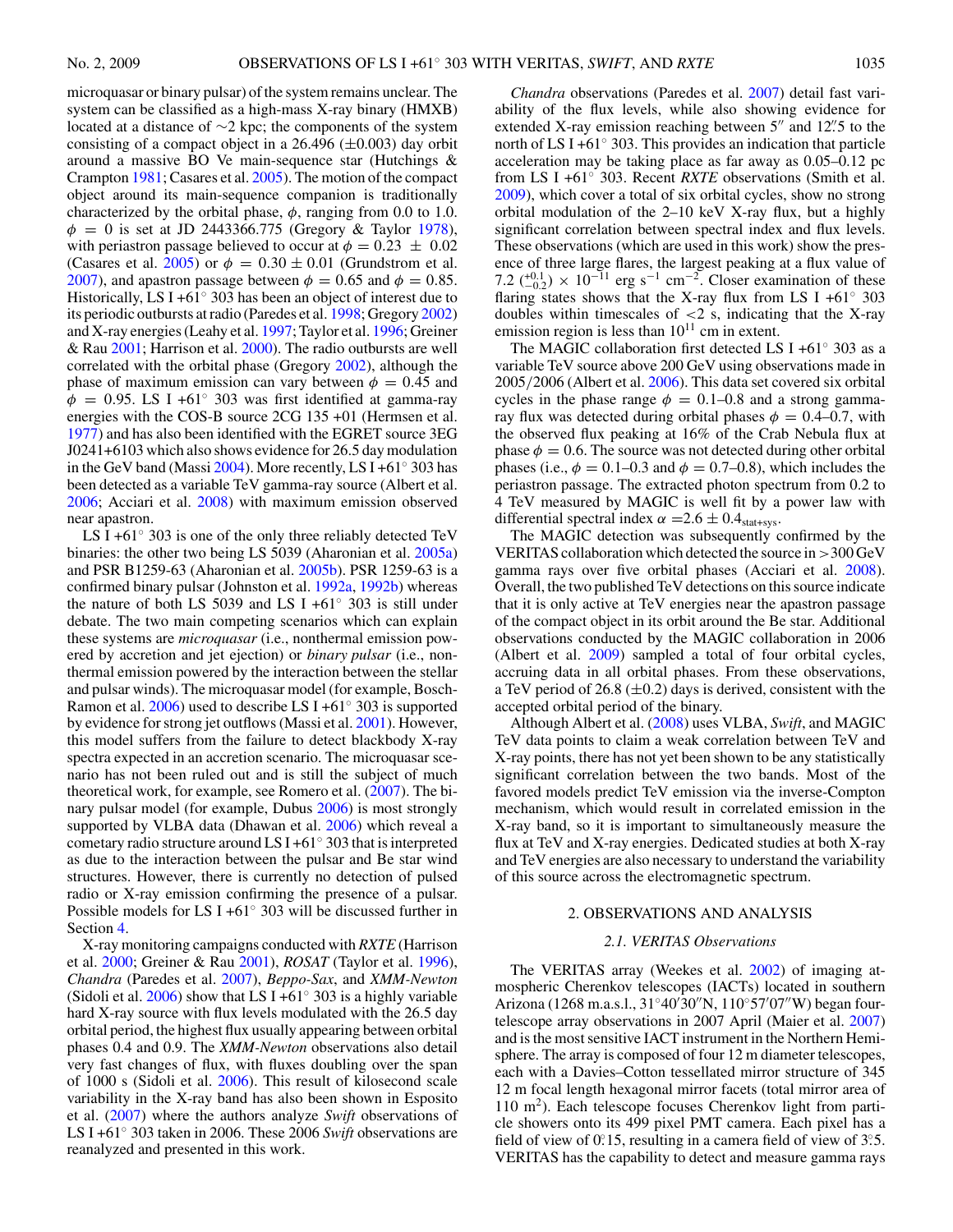microquasar or binary pulsar) of the system remains unclear. The system can be classified as a high-mass X-ray binary (HMXB) located at a distance of ∼2 kpc; the components of the system consisting of a compact object in a 26.496 (±0.003) day orbit around a massive BO Ve main-sequence star (Hutchings & Crampton 1981; Casares et al. 2005). The motion of the compact object around its main-sequence companion is traditionally characterized by the orbital phase, $\phi$, ranging from 0.0 to 1.0. $\phi = 0$ is set at JD 2443366.775 (Gregory & Taylor 1978), with periastron passage believed to occur at $\phi = 0.23 \pm 0.02$ (Casares et al. 2005) or $\phi = 0.30 \pm 0.01$ (Grundstrom et al. 2007), and apastron passage between $\phi = 0.65$ and $\phi = 0.85$. Historically, LS I +61° 303 has been an object of interest due to its periodic outbursts at radio (Paredes et al. 1998; Gregory 2002) and X-ray energies (Leahy et al. 1997; Taylor et al. 1996; Greiner & Rau 2001; Harrison et al. 2000). The radio outbursts are well correlated with the orbital phase (Gregory 2002), although the phase of maximum emission can vary between $\phi = 0.45$ and $\phi = 0.95$. LS I +61° 303 was first identified at gamma-ray energies with the COS-B source 2CG 135 +01 (Hermsen et al. 1977) and has also been identified with the EGRET source 3EG J0241+6103 which also shows evidence for 26.5 day modulation in the GeV band (Massi 2004). More recently, LS I +61° 303 has been detected as a variable TeV gamma-ray source (Albert et al. 2006; Acciari et al. 2008) with maximum emission observed near apastron.

LS I +61° 303 is one of the only three reliably detected TeV binaries: the other two being LS 5039 (Aharonian et al. 2005a) and PSR B1259-63 (Aharonian et al. 2005b). PSR 1259-63 is a confirmed binary pulsar (Johnston et al. 1992a, 1992b) whereas the nature of both LS 5039 and LS I +61° 303 is still under debate. The two main competing scenarios which can explain these systems are *microquasar* (i.e., nonthermal emission powered by accretion and jet ejection) or *binary pulsar* (i.e., nonthermal emission powered by the interaction between the stellar and pulsar winds). The microquasar model (for example, Bosch-Ramon et al. 2006) used to describe LS I +61° 303 is supported by evidence for strong jet outflows (Massi et al. 2001). However, this model suffers from the failure to detect blackbody X-ray spectra expected in an accretion scenario. The microquasar scenario has not been ruled out and is still the subject of much theoretical work, for example, see Romero et al. (2007). The binary pulsar model (for example, Dubus 2006) is most strongly supported by VLBA data (Dhawan et al. 2006) which reveal a cometary radio structure around LS I +61° 303 that is interpreted as due to the interaction between the pulsar and Be star wind structures. However, there is currently no detection of pulsed radio or X-ray emission confirming the presence of a pulsar. Possible models for LS I +61° 303 will be discussed further in Section 4.

X-ray monitoring campaigns conducted with *RXTE* (Harrison et al. 2000; Greiner & Rau 2001), *ROSAT* (Taylor et al. 1996), *Chandra* (Paredes et al. 2007), *Beppo-Sax*, and *XMM-Newton* (Sidoli et al. 2006) show that LS I +61° 303 is a highly variable hard X-ray source with flux levels modulated with the 26.5 day orbital period, the highest flux usually appearing between orbital phases 0.4 and 0.9. The *XMM-Newton* observations also detail very fast changes of flux, with fluxes doubling over the span of 1000 s (Sidoli et al. 2006). This result of kilosecond scale variability in the X-ray band has also been shown in Esposito et al. (2007) where the authors analyze *Swift* observations of LS I +61° 303 taken in 2006. These 2006 *Swift* observations are reanalyzed and presented in this work.

*Chandra* observations (Paredes et al. 2007) detail fast variability of the flux levels, while also showing evidence for extended X-ray emission reaching between 5″ and 12.″5 to the north of LS I +61° 303. This provides an indication that particle acceleration may be taking place as far away as 0.05–0.12 pc from LS I +61° 303. Recent *RXTE* observations (Smith et al. 2009), which cover a total of six orbital cycles, show no strong orbital modulation of the 2–10 keV X-ray flux, but a highly significant correlation between spectral index and flux levels. These observations (which are used in this work) show the presence of three large flares, the largest peaking at a flux value of $7.2\ (^{+0.1}_{-0.2}) \times 10^{-11}$ erg s$^{-1}$ cm$^{-2}$. Closer examination of these flaring states shows that the X-ray flux from LS I +61° 303 doubles within timescales of $<2$ s, indicating that the X-ray emission region is less than $10^{11}$ cm in extent.

The MAGIC collaboration first detected LS I +61° 303 as a variable TeV source above 200 GeV using observations made in 2005/2006 (Albert et al. 2006). This data set covered six orbital cycles in the phase range $\phi = 0.1$–0.8 and a strong gamma-ray flux was detected during orbital phases $\phi = 0.4$–0.7, with the observed flux peaking at 16% of the Crab Nebula flux at phase $\phi = 0.6$. The source was not detected during other orbital phases (i.e., $\phi = 0.1$–0.3 and $\phi = 0.7$–0.8), which includes the periastron passage. The extracted photon spectrum from 0.2 to 4 TeV measured by MAGIC is well fit by a power law with differential spectral index $\alpha = 2.6 \pm 0.4_{\rm stat+sys}$.

The MAGIC detection was subsequently confirmed by the VERITAS collaboration which detected the source in >300 GeV gamma rays over five orbital phases (Acciari et al. 2008). Overall, the two published TeV detections on this source indicate that it is only active at TeV energies near the apastron passage of the compact object in its orbit around the Be star. Additional observations conducted by the MAGIC collaboration in 2006 (Albert et al. 2009) sampled a total of four orbital cycles, accruing data in all orbital phases. From these observations, a TeV period of 26.8 (±0.2) days is derived, consistent with the accepted orbital period of the binary.

Although Albert et al. (2008) uses VLBA, *Swift*, and MAGIC TeV data points to claim a weak correlation between TeV and X-ray points, there has not yet been shown to be any statistically significant correlation between the two bands. Most of the favored models predict TeV emission via the inverse-Compton mechanism, which would result in correlated emission in the X-ray band, so it is important to simultaneously measure the flux at TeV and X-ray energies. Dedicated studies at both X-ray and TeV energies are also necessary to understand the variability of this source across the electromagnetic spectrum.

## 2. OBSERVATIONS AND ANALYSIS

### 2.1. VERITAS Observations

The VERITAS array (Weekes et al. 2002) of imaging atmospheric Cherenkov telescopes (IACTs) located in southern Arizona (1268 m.a.s.l., 31°40′30″N, 110°57′07″W) began four-telescope array observations in 2007 April (Maier et al. 2007) and is the most sensitive IACT instrument in the Northern Hemisphere. The array is composed of four 12 m diameter telescopes, each with a Davies–Cotton tessellated mirror structure of 345 12 m focal length hexagonal mirror facets (total mirror area of 110 m$^2$). Each telescope focuses Cherenkov light from particle showers onto its 499 pixel PMT camera. Each pixel has a field of view of 0.°15, resulting in a camera field of view of 3.°5. VERITAS has the capability to detect and measure gamma rays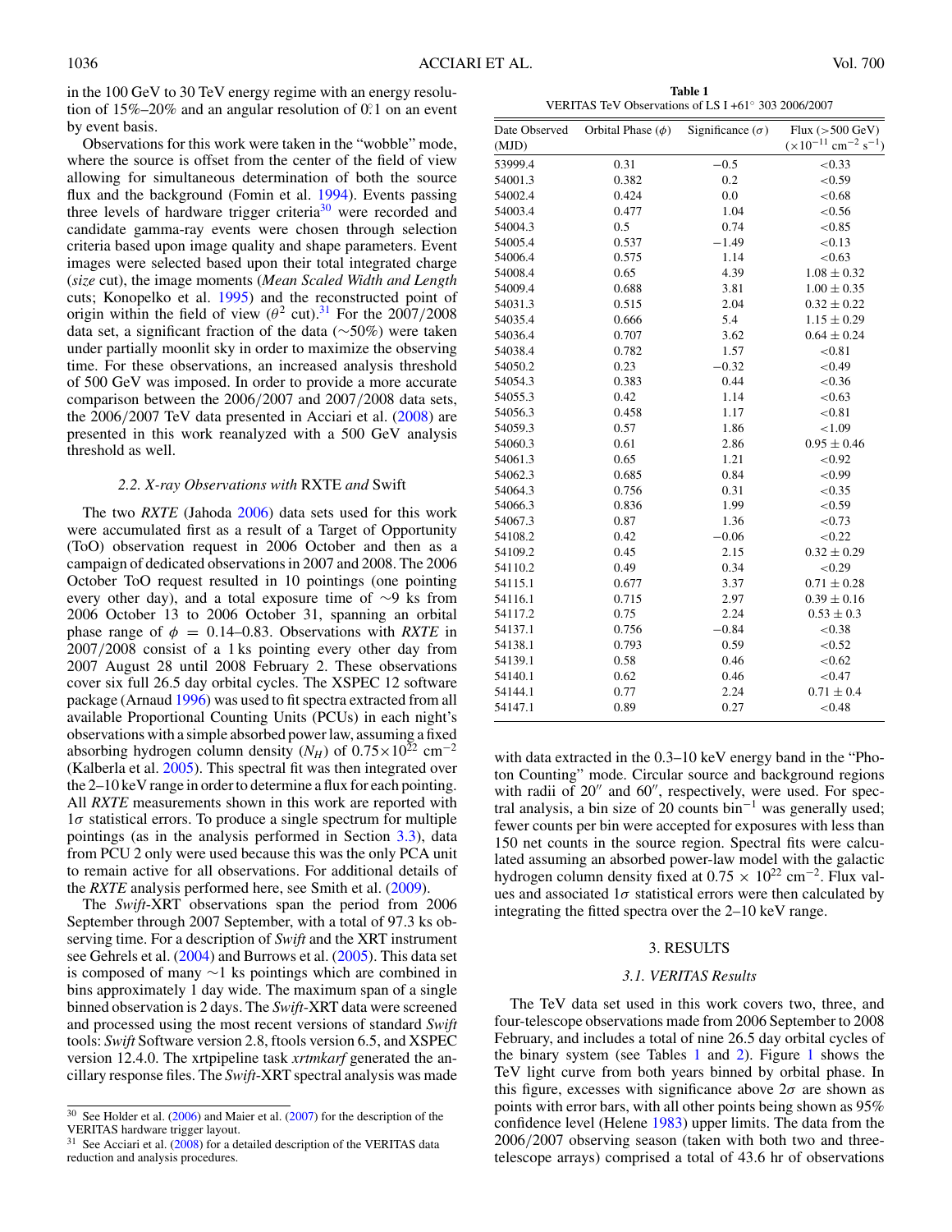in the 100 GeV to 30 TeV energy regime with an energy resolution of 15%–20% and an angular resolution of 0°.1 on an event by event basis.

Observations for this work were taken in the "wobble" mode, where the source is offset from the center of the field of view allowing for simultaneous determination of both the source flux and the background (Fomin et al. 1994). Events passing three levels of hardware trigger criteria[30] were recorded and candidate gamma-ray events were chosen through selection criteria based upon image quality and shape parameters. Event images were selected based upon their total integrated charge (*size* cut), the image moments (*Mean Scaled Width and Length* cuts; Konopelko et al. 1995) and the reconstructed point of origin within the field of view ($\theta^2$ cut).[31] For the 2007/2008 data set, a significant fraction of the data (~50%) were taken under partially moonlit sky in order to maximize the observing time. For these observations, an increased analysis threshold of 500 GeV was imposed. In order to provide a more accurate comparison between the 2006/2007 and 2007/2008 data sets, the 2006/2007 TeV data presented in Acciari et al. (2008) are presented in this work reanalyzed with a 500 GeV analysis threshold as well.

### 2.2. X-ray Observations with RXTE and Swift

The two *RXTE* (Jahoda 2006) data sets used for this work were accumulated first as a result of a Target of Opportunity (ToO) observation request in 2006 October and then as a campaign of dedicated observations in 2007 and 2008. The 2006 October ToO request resulted in 10 pointings (one pointing every other day), and a total exposure time of ~9 ks from 2006 October 13 to 2006 October 31, spanning an orbital phase range of $\phi$ = 0.14–0.83. Observations with *RXTE* in 2007/2008 consist of a 1 ks pointing every other day from 2007 August 28 until 2008 February 2. These observations cover six full 26.5 day orbital cycles. The XSPEC 12 software package (Arnaud 1996) was used to fit spectra extracted from all available Proportional Counting Units (PCUs) in each night's observations with a simple absorbed power law, assuming a fixed absorbing hydrogen column density ($N_H$) of $0.75 \times 10^{22}$ cm$^{-2}$ (Kalberla et al. 2005). This spectral fit was then integrated over the 2–10 keV range in order to determine a flux for each pointing. All *RXTE* measurements shown in this work are reported with 1$\sigma$ statistical errors. To produce a single spectrum for multiple pointings (as in the analysis performed in Section 3.3), data from PCU 2 only were used because this was the only PCA unit to remain active for all observations. For additional details of the *RXTE* analysis performed here, see Smith et al. (2009).

The *Swift*-XRT observations span the period from 2006 September through 2007 September, with a total of 97.3 ks observing time. For a description of *Swift* and the XRT instrument see Gehrels et al. (2004) and Burrows et al. (2005). This data set is composed of many ~1 ks pointings which are combined in bins approximately 1 day wide. The maximum span of a single binned observation is 2 days. The *Swift*-XRT data were screened and processed using the most recent versions of standard *Swift* tools: *Swift* Software version 2.8, ftools version 6.5, and XSPEC version 12.4.0. The xrtpipeline task *xrtmkarf* generated the ancillary response files. The *Swift*-XRT spectral analysis was made with data extracted in the 0.3–10 keV energy band in the "Photon Counting" mode. Circular source and background regions with radii of 20″ and 60″, respectively, were used. For spectral analysis, a bin size of 20 counts bin$^{-1}$ was generally used; fewer counts per bin were accepted for exposures with less than 150 net counts in the source region. Spectral fits were calculated assuming an absorbed power-law model with the galactic hydrogen column density fixed at $0.75 \times 10^{22}$ cm$^{-2}$. Flux values and associated 1$\sigma$ statistical errors were then calculated by integrating the fitted spectra over the 2–10 keV range.

[30] See Holder et al. (2006) and Maier et al. (2007) for the description of the VERITAS hardware trigger layout.

[31] See Acciari et al. (2008) for a detailed description of the VERITAS data reduction and analysis procedures.

**Table 1**
VERITAS TeV Observations of LS I +61° 303 2006/2007

| Date Observed (MJD) | Orbital Phase ($\phi$) | Significance ($\sigma$) | Flux (>500 GeV) ($\times 10^{-11}$ cm$^{-2}$ s$^{-1}$) |
|---|---|---|---|
| 53999.4 | 0.31 | −0.5 | <0.33 |
| 54001.3 | 0.382 | 0.2 | <0.59 |
| 54002.4 | 0.424 | 0.0 | <0.68 |
| 54003.4 | 0.477 | 1.04 | <0.56 |
| 54004.3 | 0.5 | 0.74 | <0.85 |
| 54005.4 | 0.537 | −1.49 | <0.13 |
| 54006.4 | 0.575 | 1.14 | <0.63 |
| 54008.4 | 0.65 | 4.39 | 1.08 ± 0.32 |
| 54009.4 | 0.688 | 3.81 | 1.00 ± 0.35 |
| 54031.3 | 0.515 | 2.04 | 0.32 ± 0.22 |
| 54035.4 | 0.666 | 5.4 | 1.15 ± 0.29 |
| 54036.4 | 0.707 | 3.62 | 0.64 ± 0.24 |
| 54038.4 | 0.782 | 1.57 | <0.81 |
| 54050.2 | 0.23 | −0.32 | <0.49 |
| 54054.3 | 0.383 | 0.44 | <0.36 |
| 54055.3 | 0.42 | 1.14 | <0.63 |
| 54056.3 | 0.458 | 1.17 | <0.81 |
| 54059.3 | 0.57 | 1.86 | <1.09 |
| 54060.3 | 0.61 | 2.86 | 0.95 ± 0.46 |
| 54061.3 | 0.65 | 1.21 | <0.92 |
| 54062.3 | 0.685 | 0.84 | <0.99 |
| 54064.3 | 0.756 | 0.31 | <0.35 |
| 54066.3 | 0.836 | 1.99 | <0.59 |
| 54067.3 | 0.87 | 1.36 | <0.73 |
| 54108.2 | 0.42 | −0.06 | <0.22 |
| 54109.2 | 0.45 | 2.15 | 0.32 ± 0.29 |
| 54110.2 | 0.49 | 0.34 | <0.29 |
| 54115.1 | 0.677 | 3.37 | 0.71 ± 0.28 |
| 54116.1 | 0.715 | 2.97 | 0.39 ± 0.16 |
| 54117.2 | 0.75 | 2.24 | 0.53 ± 0.3 |
| 54137.1 | 0.756 | −0.84 | <0.38 |
| 54138.1 | 0.793 | 0.59 | <0.52 |
| 54139.1 | 0.58 | 0.46 | <0.62 |
| 54140.1 | 0.62 | 0.46 | <0.47 |
| 54144.1 | 0.77 | 2.24 | 0.71 ± 0.4 |
| 54147.1 | 0.89 | 0.27 | <0.48 |

## 3. RESULTS

### 3.1. VERITAS Results

The TeV data set used in this work covers two, three, and four-telescope observations made from 2006 September to 2008 February, and includes a total of nine 26.5 day orbital cycles of the binary system (see Tables 1 and 2). Figure 1 shows the TeV light curve from both years binned by orbital phase. In this figure, excesses with significance above 2$\sigma$ are shown as points with error bars, with all other points being shown as 95% confidence level (Helene 1983) upper limits. The data from the 2006/2007 observing season (taken with both two and three-telescope arrays) comprised a total of 43.6 hr of observations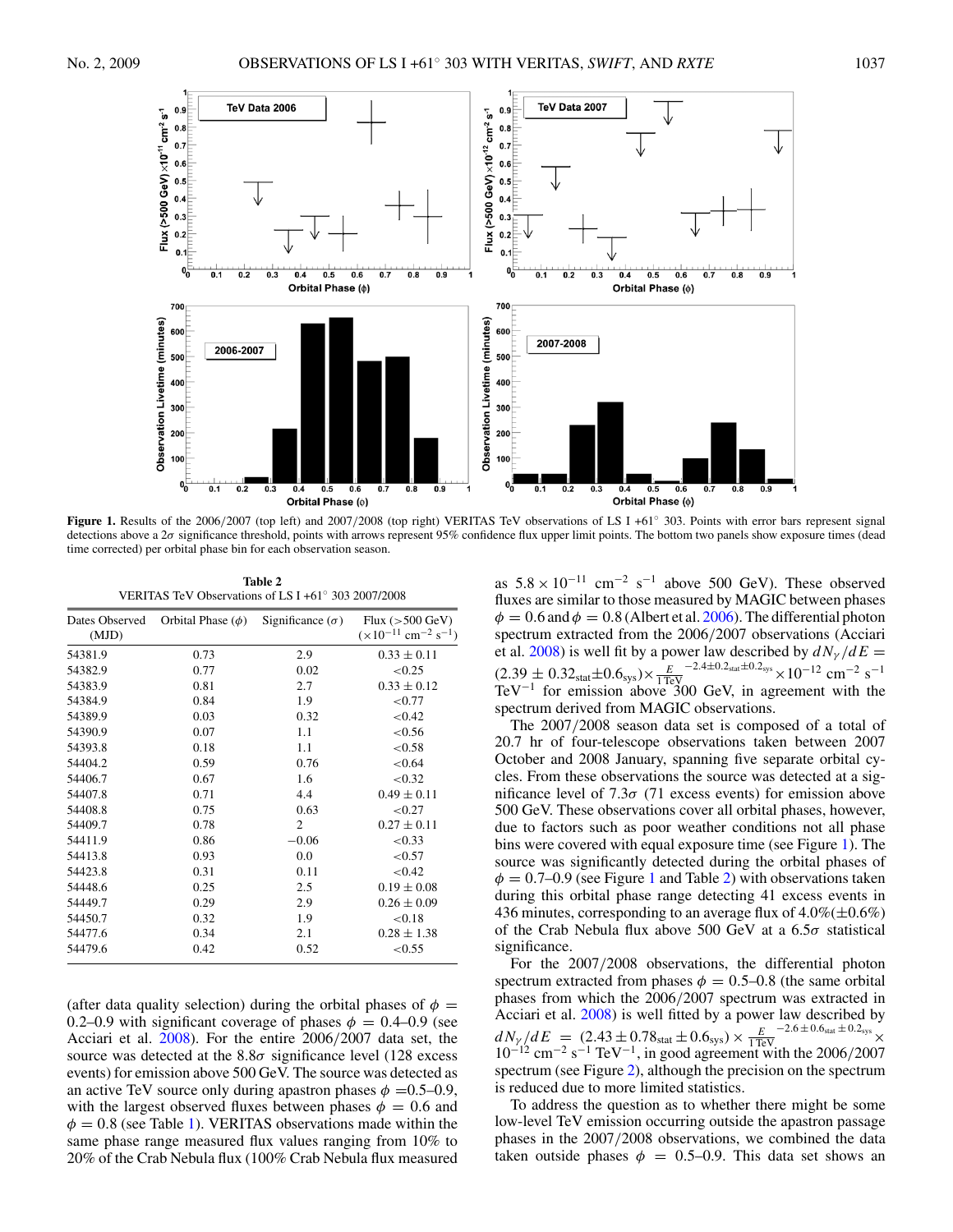**Figure 1.** Results of the 2006/2007 (top left) and 2007/2008 (top right) VERITAS TeV observations of LS I +61° 303. Points with error bars represent signal detections above a 2$\sigma$ significance threshold, points with arrows represent 95% confidence flux upper limit points. The bottom two panels show exposure times (dead time corrected) per orbital phase bin for each observation season.

**Table 2**
VERITAS TeV Observations of LS I +61° 303 2007/2008

| Dates Observed (MJD) | Orbital Phase ($\phi$) | Significance ($\sigma$) | Flux (>500 GeV) ($\times 10^{-11}$ cm$^{-2}$ s$^{-1}$) |
|---|---|---|---|
| 54381.9 | 0.73 | 2.9 | $0.33 \pm 0.11$ |
| 54382.9 | 0.77 | 0.02 | <0.25 |
| 54383.9 | 0.81 | 2.7 | $0.33 \pm 0.12$ |
| 54384.9 | 0.84 | 1.9 | <0.77 |
| 54389.9 | 0.03 | 0.32 | <0.42 |
| 54390.9 | 0.07 | 1.1 | <0.56 |
| 54393.8 | 0.18 | 1.1 | <0.58 |
| 54404.2 | 0.59 | 0.76 | <0.64 |
| 54406.7 | 0.67 | 1.6 | <0.32 |
| 54407.8 | 0.71 | 4.4 | $0.49 \pm 0.11$ |
| 54408.8 | 0.75 | 0.63 | <0.27 |
| 54409.7 | 0.78 | 2 | $0.27 \pm 0.11$ |
| 54411.9 | 0.86 | −0.06 | <0.33 |
| 54413.8 | 0.93 | 0.0 | <0.57 |
| 54423.8 | 0.31 | 0.11 | <0.42 |
| 54448.6 | 0.25 | 2.5 | $0.19 \pm 0.08$ |
| 54449.7 | 0.29 | 2.9 | $0.26 \pm 0.09$ |
| 54450.7 | 0.32 | 1.9 | <0.18 |
| 54477.6 | 0.34 | 2.1 | $0.28 \pm 1.38$ |
| 54479.6 | 0.42 | 0.52 | <0.55 |

(after data quality selection) during the orbital phases of $\phi$ = 0.2–0.9 with significant coverage of phases $\phi$ = 0.4–0.9 (see Acciari et al. 2008). For the entire 2006/2007 data set, the source was detected at the 8.8$\sigma$ significance level (128 excess events) for emission above 500 GeV. The source was detected as an active TeV source only during apastron phases $\phi$ =0.5–0.9, with the largest observed fluxes between phases $\phi$ = 0.6 and $\phi$ = 0.8 (see Table 1). VERITAS observations made within the same phase range measured flux values ranging from 10% to 20% of the Crab Nebula flux (100% Crab Nebula flux measured as $5.8 \times 10^{-11}$ cm$^{-2}$ s$^{-1}$ above 500 GeV). These observed fluxes are similar to those measured by MAGIC between phases $\phi$ = 0.6 and $\phi$ = 0.8 (Albert et al. 2006). The differential photon spectrum extracted from the 2006/2007 observations (Acciari et al. 2008) is well fit by a power law described by $dN_{\gamma}/dE = (2.39 \pm 0.32_{\rm stat} \pm 0.6_{\rm sys}) \times \frac{E}{1\,{\rm TeV}}^{-2.4 \pm 0.2_{\rm stat} \pm 0.2_{\rm sys}} \times 10^{-12}$ cm$^{-2}$ s$^{-1}$ TeV$^{-1}$ for emission above 300 GeV, in agreement with the spectrum derived from MAGIC observations.

The 2007/2008 season data set is composed of a total of 20.7 hr of four-telescope observations taken between 2007 October and 2008 January, spanning five separate orbital cycles. From these observations the source was detected at a significance level of 7.3$\sigma$ (71 excess events) for emission above 500 GeV. These observations cover all orbital phases, however, due to factors such as poor weather conditions not all phase bins were covered with equal exposure time (see Figure 1). The source was significantly detected during the orbital phases of $\phi$ = 0.7–0.9 (see Figure 1 and Table 2) with observations taken during this orbital phase range detecting 41 excess events in 436 minutes, corresponding to an average flux of 4.0%(±0.6%) of the Crab Nebula flux above 500 GeV at a 6.5$\sigma$ statistical significance.

For the 2007/2008 observations, the differential photon spectrum extracted from phases $\phi$ = 0.5–0.8 (the same orbital phases from which the 2006/2007 spectrum was extracted in Acciari et al. 2008) is well fitted by a power law described by $dN_{\gamma}/dE = (2.43 \pm 0.78_{\rm stat} \pm 0.6_{\rm sys}) \times \frac{E}{1\,{\rm TeV}}^{-2.6 \pm 0.6_{\rm stat} \pm 0.2_{\rm sys}} \times 10^{-12}$ cm$^{-2}$ s$^{-1}$ TeV$^{-1}$, in good agreement with the 2006/2007 spectrum (see Figure 2), although the precision on the spectrum is reduced due to more limited statistics.

To address the question as to whether there might be some low-level TeV emission occurring outside the apastron passage phases in the 2007/2008 observations, we combined the data taken outside phases $\phi$ = 0.5–0.9. This data set shows an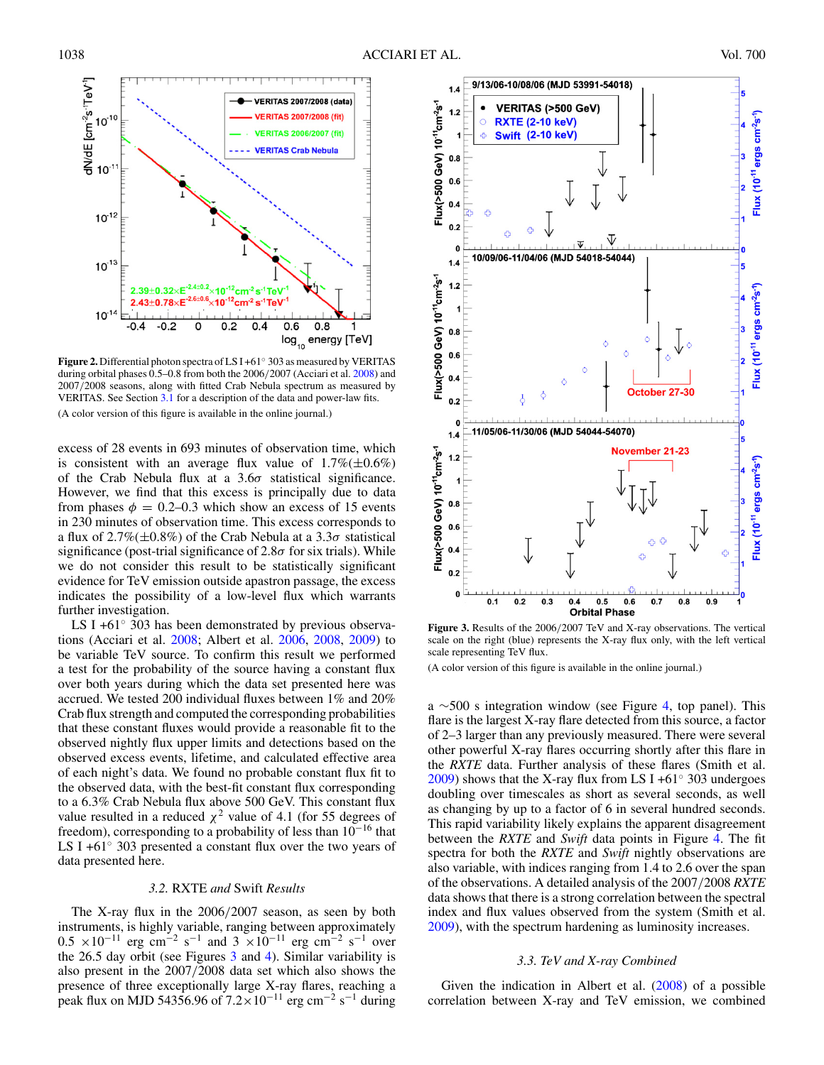**Figure 2.** Differential photon spectra of LS I +61° 303 as measured by VERITAS during orbital phases 0.5–0.8 from both the 2006/2007 (Acciari et al. 2008) and 2007/2008 seasons, along with fitted Crab Nebula spectrum as measured by VERITAS. See Section 3.1 for a description of the data and power-law fits.

(A color version of this figure is available in the online journal.)

excess of 28 events in 693 minutes of observation time, which is consistent with an average flux value of 1.7%(±0.6%) of the Crab Nebula flux at a $3.6\sigma$ statistical significance. However, we find that this excess is principally due to data from phases $\phi = 0.2$–$0.3$ which show an excess of 15 events in 230 minutes of observation time. This excess corresponds to a flux of 2.7%(±0.8%) of the Crab Nebula at a $3.3\sigma$ statistical significance (post-trial significance of $2.8\sigma$ for six trials). While we do not consider this result to be statistically significant evidence for TeV emission outside apastron passage, the excess indicates the possibility of a low-level flux which warrants further investigation.

LS I +61° 303 has been demonstrated by previous observations (Acciari et al. 2008; Albert et al. 2006, 2008, 2009) to be variable TeV source. To confirm this result we performed a test for the probability of the source having a constant flux over both years during which the data set presented here was accrued. We tested 200 individual fluxes between 1% and 20% Crab flux strength and computed the corresponding probabilities that these constant fluxes would provide a reasonable fit to the observed nightly flux upper limits and detections based on the observed excess events, lifetime, and calculated effective area of each night's data. We found no probable constant flux fit to the observed data, with the best-fit constant flux corresponding to a 6.3% Crab Nebula flux above 500 GeV. This constant flux value resulted in a reduced $\chi^2$ value of 4.1 (for 55 degrees of freedom), corresponding to a probability of less than $10^{-16}$ that LS I +61° 303 presented a constant flux over the two years of data presented here.

### 3.2. RXTE *and* Swift *Results*

The X-ray flux in the 2006/2007 season, as seen by both instruments, is highly variable, ranging between approximately $0.5 \times 10^{-11}$ erg cm$^{-2}$ s$^{-1}$ and $3 \times 10^{-11}$ erg cm$^{-2}$ s$^{-1}$ over the 26.5 day orbit (see Figures 3 and 4). Similar variability is also present in the 2007/2008 data set which also shows the presence of three exceptionally large X-ray flares, reaching a peak flux on MJD 54356.96 of $7.2 \times 10^{-11}$ erg cm$^{-2}$ s$^{-1}$ during a ~500 s integration window (see Figure 4, top panel). This flare is the largest X-ray flare detected from this source, a factor of 2–3 larger than any previously measured. There were several other powerful X-ray flares occurring shortly after this flare in the *RXTE* data. Further analysis of these flares (Smith et al. 2009) shows that the X-ray flux from LS I +61° 303 undergoes doubling over timescales as short as several seconds, as well as changing by up to a factor of 6 in several hundred seconds. This rapid variability likely explains the apparent disagreement between the *RXTE* and *Swift* data points in Figure 4. The fit spectra for both the *RXTE* and *Swift* nightly observations are also variable, with indices ranging from 1.4 to 2.6 over the span of the observations. A detailed analysis of the 2007/2008 *RXTE* data shows that there is a strong correlation between the spectral index and flux values observed from the system (Smith et al. 2009), with the spectrum hardening as luminosity increases.

**Figure 3.** Results of the 2006/2007 TeV and X-ray observations. The vertical scale on the right (blue) represents the X-ray flux only, with the left vertical scale representing TeV flux.

(A color version of this figure is available in the online journal.)

### 3.3. *TeV and X-ray Combined*

Given the indication in Albert et al. (2008) of a possible correlation between X-ray and TeV emission, we combined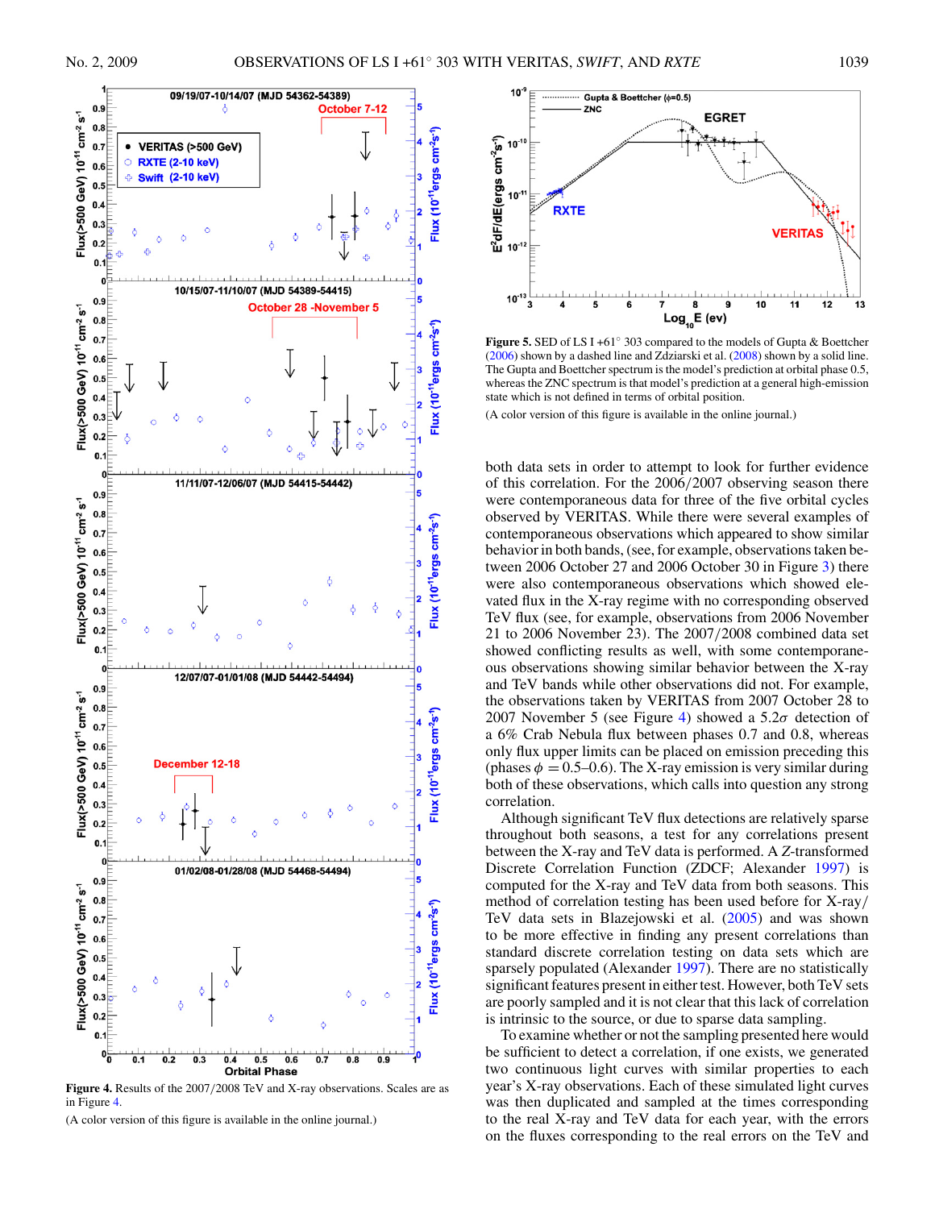**Figure 4.** Results of the 2007/2008 TeV and X-ray observations. Scales are as in Figure 4.

(A color version of this figure is available in the online journal.)

**Figure 5.** SED of LS I +61° 303 compared to the models of Gupta & Boettcher (2006) shown by a dashed line and Zdziarski et al. (2008) shown by a solid line. The Gupta and Boettcher spectrum is the model's prediction at orbital phase 0.5, whereas the ZNC spectrum is that model's prediction at a general high-emission state which is not defined in terms of orbital position.

(A color version of this figure is available in the online journal.)

both data sets in order to attempt to look for further evidence of this correlation. For the 2006/2007 observing season there were contemporaneous data for three of the five orbital cycles observed by VERITAS. While there were several examples of contemporaneous observations which appeared to show similar behavior in both bands, (see, for example, observations taken between 2006 October 27 and 2006 October 30 in Figure 3) there were also contemporaneous observations which showed elevated flux in the X-ray regime with no corresponding observed TeV flux (see, for example, observations from 2006 November 21 to 2006 November 23). The 2007/2008 combined data set showed conflicting results as well, with some contemporaneous observations showing similar behavior between the X-ray and the TeV bands while other observations did not. For example, the observations taken by VERITAS from 2007 October 28 to 2007 November 5 (see Figure 4) showed a 5.2$\sigma$ detection of a 6% Crab Nebula flux between phases 0.7 and 0.8, whereas only flux upper limits can be placed on emission preceding this (phases $\phi = 0.5$–0.6). The X-ray emission is very similar during both of these observations, which calls into question any strong correlation.

Although significant TeV flux detections are relatively sparse throughout both seasons, a test for any correlations present between the X-ray and TeV data is performed. A $Z$-transformed Discrete Correlation Function (ZDCF; Alexander 1997) is computed for the X-ray and TeV data from both seasons. This method of correlation testing has been used before for X-ray/TeV data sets in Blazejowski et al. (2005) and was shown to be more effective in finding any present correlations than standard discrete correlation testing on data sets which are sparsely populated (Alexander 1997). There are no statistically significant features present in either test. However, both TeV sets are poorly sampled and it is not clear that this lack of correlation is intrinsic to the source, or due to sparse data sampling.

To examine whether or not the sampling presented here would be sufficient to detect a correlation, if one exists, we generated two continuous light curves with similar properties to each year's X-ray observations. Each of these simulated light curves was then duplicated and sampled at the times corresponding to the real X-ray and TeV data for each year, with the errors on the fluxes corresponding to the real errors on the TeV and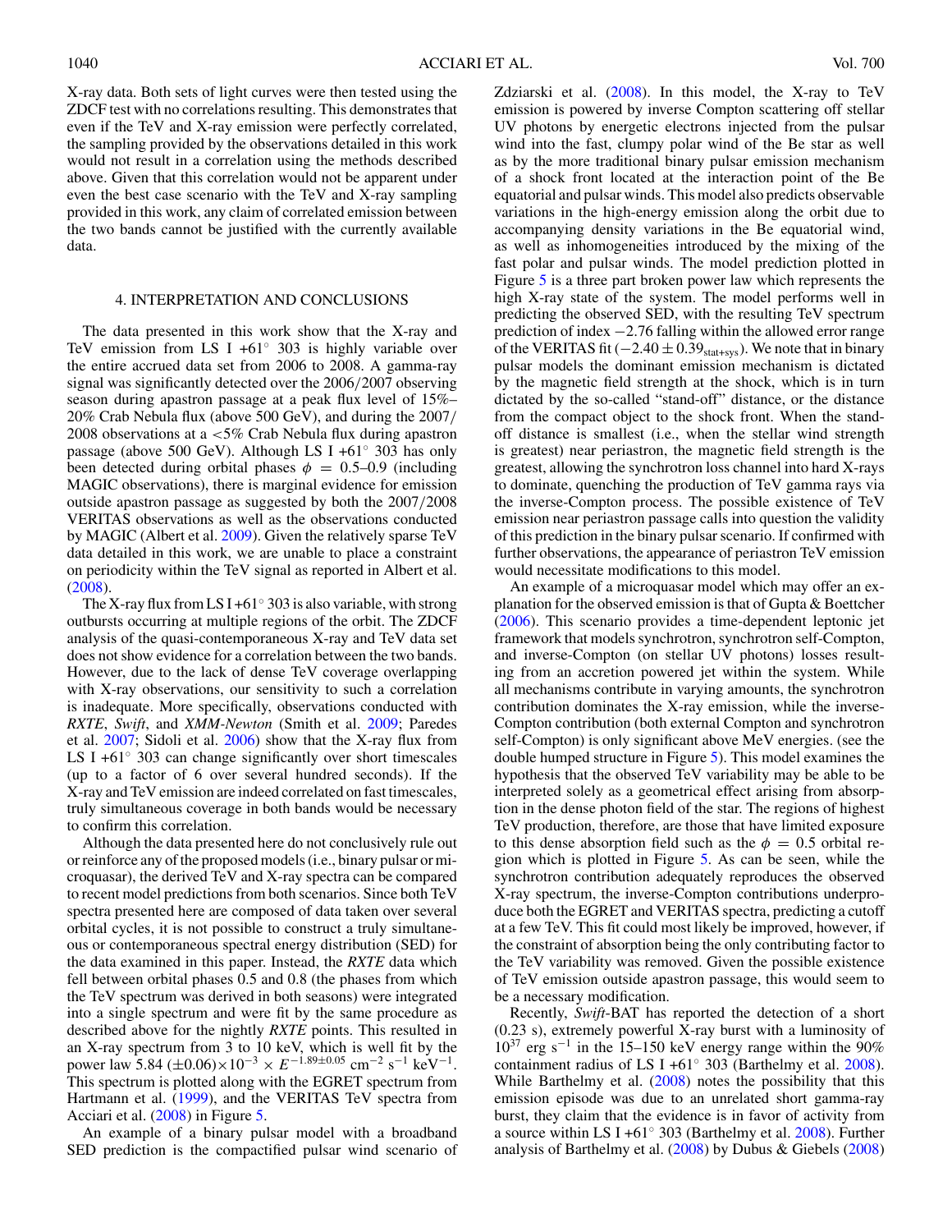X-ray data. Both sets of light curves were then tested using the ZDCF test with no correlations resulting. This demonstrates that even if the TeV and X-ray emission were perfectly correlated, the sampling provided by the observations detailed in this work would not result in a correlation using the methods described above. Given that this correlation would not be apparent under even the best case scenario with the TeV and X-ray sampling provided in this work, any claim of correlated emission between the two bands cannot be justified with the currently available data.

## 4. INTERPRETATION AND CONCLUSIONS

The data presented in this work show that the X-ray and TeV emission from LS I +61° 303 is highly variable over the entire accrued data set from 2006 to 2008. A gamma-ray signal was significantly detected over the 2006/2007 observing season during apastron passage at a peak flux level of 15%–20% Crab Nebula flux (above 500 GeV), and during the 2007/2008 observations at a <5% Crab Nebula flux during apastron passage (above 500 GeV). Although LS I +61° 303 has only been detected during orbital phases $\phi = 0.5$–0.9 (including MAGIC observations), there is marginal evidence for emission outside apastron passage as suggested by both the 2007/2008 VERITAS observations as well as the observations conducted by MAGIC (Albert et al. 2009). Given the relatively sparse TeV data detailed in this work, we are unable to place a constraint on periodicity within the TeV signal as reported in Albert et al. (2008).

The X-ray flux from LS I +61° 303 is also variable, with strong outbursts occurring at multiple regions of the orbit. The ZDCF analysis of the quasi-contemporaneous X-ray and TeV data set does not show evidence for a correlation between the two bands. However, due to the lack of dense TeV coverage overlapping with X-ray observations, our sensitivity to such a correlation is inadequate. More specifically, observations conducted with *RXTE*, *Swift*, and *XMM-Newton* (Smith et al. 2009; Paredes et al. 2007; Sidoli et al. 2006) show that the X-ray flux from LS I +61° 303 can change significantly over short timescales (up to a factor of 6 over several hundred seconds). If the X-ray and TeV emission are indeed correlated on fast timescales, truly simultaneous coverage in both bands would be necessary to confirm this correlation.

Although the data presented here do not conclusively rule out or reinforce any of the proposed models (i.e., binary pulsar or microquasar), the derived TeV and X-ray spectra can be compared to recent model predictions from both scenarios. Since both TeV spectra presented here are composed of data taken over several orbital cycles, it is not possible to construct a truly simultaneous or contemporaneous spectral energy distribution (SED) for the data examined in this paper. Instead, the *RXTE* data which fell between orbital phases 0.5 and 0.8 (the phases from which the TeV spectrum was derived in both seasons) were integrated into a single spectrum and were fit by the same procedure as described above for the nightly *RXTE* points. This resulted in an X-ray spectrum from 3 to 10 keV, which is well fit by the power law $5.84\ (\pm 0.06) \times 10^{-3} \times E^{-1.89 \pm 0.05}$ cm$^{-2}$ s$^{-1}$ keV$^{-1}$. This spectrum is plotted along with the EGRET spectrum from Hartmann et al. (1999), and the VERITAS TeV spectra from Acciari et al. (2008) in Figure 5.

An example of a binary pulsar model with a broadband SED prediction is the compactified pulsar wind scenario of Zdziarski et al. (2008). In this model, the X-ray to TeV emission is powered by inverse Compton scattering off stellar UV photons by energetic electrons injected from the pulsar wind into the fast, clumpy polar wind of the Be star as well as by the more traditional binary pulsar emission mechanism of a shock front located at the interaction point of the Be equatorial and pulsar winds. This model also predicts observable variations in the high-energy emission along the orbit due to accompanying density variations in the Be equatorial wind, as well as inhomogeneities introduced by the mixing of the fast polar and pulsar winds. The model prediction plotted in Figure 5 is a three part broken power law which represents the high X-ray state of the system. The model performs well in predicting the observed SED, with the resulting TeV spectrum prediction of index −2.76 falling within the allowed error range of the VERITAS fit ($-2.40 \pm 0.39_{\mathrm{stat+sys}}$). We note that in binary pulsar models the dominant emission mechanism is dictated by the magnetic field strength at the shock, which is in turn dictated by the so-called "stand-off" distance, or the distance from the compact object to the shock front. When the stand-off distance is smallest (i.e., when the stellar wind strength is greatest) near periastron, the magnetic field strength is the greatest, allowing the synchrotron loss channel into hard X-rays to dominate, quenching the production of TeV gamma rays via the inverse-Compton process. The possible existence of TeV emission near periastron passage calls into question the validity of this prediction in the binary pulsar scenario. If confirmed with further observations, the appearance of periastron TeV emission would necessitate modifications to this model.

An example of a microquasar model which may offer an explanation for the observed emission is that of Gupta & Boettcher (2006). This scenario provides a time-dependent leptonic jet framework that models synchrotron, synchrotron self-Compton, and inverse-Compton (on stellar UV photons) losses resulting from an accretion powered jet within the system. While all mechanisms contribute in varying amounts, the synchrotron contribution dominates the X-ray emission, while the inverse-Compton contribution (both external Compton and synchrotron self-Compton) is only significant above MeV energies. (see the double humped structure in Figure 5). This model examines the hypothesis that the observed TeV variability may be able to be interpreted solely as a geometrical effect arising from absorption in the dense photon field of the star. The regions of highest TeV production, therefore, are those that have limited exposure to this dense absorption field such as the $\phi = 0.5$ orbital region which is plotted in Figure 5. As can be seen, while the synchrotron contribution adequately reproduces the observed X-ray spectrum, the inverse-Compton contributions underproduce both the EGRET and VERITAS spectra, predicting a cutoff at a few TeV. This fit could most likely be improved, however, if the constraint of absorption being the only contributing factor to the TeV variability was removed. Given the possible existence of TeV emission outside apastron passage, this would seem to be a necessary modification.

Recently, *Swift*-BAT has reported the detection of a short (0.23 s), extremely powerful X-ray burst with a luminosity of $10^{37}$ erg s$^{-1}$ in the 15–150 keV energy range within the 90% containment radius of LS I +61° 303 (Barthelmy et al. 2008). While Barthelmy et al. (2008) notes the possibility that this emission episode was due to an unrelated short gamma-ray burst, they claim that the evidence is in favor of activity from a source within LS I +61° 303 (Barthelmy et al. 2008). Further analysis of Barthelmy et al. (2008) by Dubus & Giebels (2008)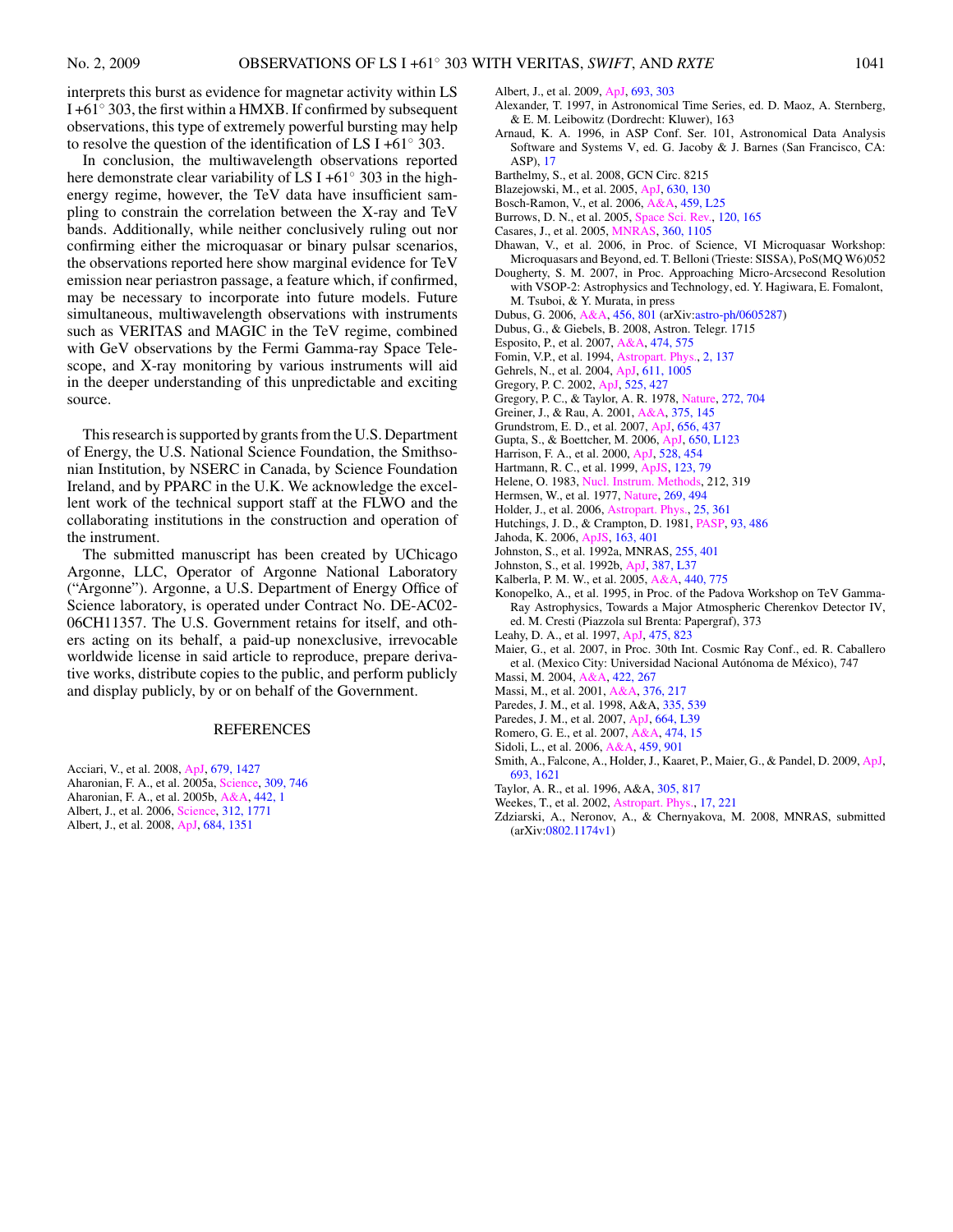interprets this burst as evidence for magnetar activity within LS I +61° 303, the first within a HMXB. If confirmed by subsequent observations, this type of extremely powerful bursting may help to resolve the question of the identification of LS I +61° 303.

In conclusion, the multiwavelength observations reported here demonstrate clear variability of LS I +61° 303 in the high-energy regime, however, the TeV data have insufficient sampling to constrain the correlation between the X-ray and TeV bands. Additionally, while neither conclusively ruling out nor confirming either the microquasar or binary pulsar scenarios, the observations reported here show marginal evidence for TeV emission near periastron passage, a feature which, if confirmed, may be necessary to incorporate into future models. Future simultaneous, multiwavelength observations with instruments such as VERITAS and MAGIC in the TeV regime, combined with GeV observations by the Fermi Gamma-ray Space Telescope, and X-ray monitoring by various instruments will aid in the deeper understanding of this unpredictable and exciting source.

This research is supported by grants from the U.S. Department of Energy, the U.S. National Science Foundation, the Smithsonian Institution, by NSERC in Canada, by Science Foundation Ireland, and by PPARC in the U.K. We acknowledge the excellent work of the technical support staff at the FLWO and the collaborating institutions in the construction and operation of the instrument.

The submitted manuscript has been created by UChicago Argonne, LLC, Operator of Argonne National Laboratory ("Argonne"). Argonne, a U.S. Department of Energy Office of Science laboratory, is operated under Contract No. DE-AC02-06CH11357. The U.S. Government retains for itself, and others acting on its behalf, a paid-up nonexclusive, irrevocable worldwide license in said article to reproduce, prepare derivative works, distribute copies to the public, and perform publicly and display publicly, by or on behalf of the Government.

## REFERENCES

Acciari, V., et al. 2008, ApJ, 679, 1427
Aharonian, F. A., et al. 2005a, Science, 309, 746
Aharonian, F. A., et al. 2005b, A&A, 442, 1
Albert, J., et al. 2006, Science, 312, 1771
Albert, J., et al. 2008, ApJ, 684, 1351
Albert, J., et al. 2009, ApJ, 693, 303
Alexander, T. 1997, in Astronomical Time Series, ed. D. Maoz, A. Sternberg, & E. M. Leibowitz (Dordrecht: Kluwer), 163
Arnaud, K. A. 1996, in ASP Conf. Ser. 101, Astronomical Data Analysis Software and Systems V, ed. G. Jacoby & J. Barnes (San Francisco, CA: ASP), 17
Barthelmy, S., et al. 2008, GCN Circ. 8215
Blazejowski, M., et al. 2005, ApJ, 630, 130
Bosch-Ramon, V., et al. 2006, A&A, 459, L25
Burrows, D. N., et al. 2005, Space Sci. Rev., 120, 165
Casares, J., et al. 2005, MNRAS, 360, 1105
Dhawan, V., et al. 2006, in Proc. of Science, VI Microquasar Workshop: Microquasars and Beyond, ed. T. Belloni (Trieste: SISSA), PoS(MQ W6)052
Dougherty, S. M. 2007, in Proc. Approaching Micro-Arcsecond Resolution with VSOP-2: Astrophysics and Technology, ed. Y. Hagiwara, E. Fomalont, M. Tsuboi, & Y. Murata, in press
Dubus, G. 2006, A&A, 456, 801 (arXiv:astro-ph/0605287)
Dubus, G., & Giebels, B. 2008, Astron. Telegr. 1715
Esposito, P., et al. 2007, A&A, 474, 575
Fomin, V.P., et al. 1994, Astropart. Phys., 2, 137
Gehrels, N., et al. 2004, ApJ, 611, 1005
Gregory, P. C. 2002, ApJ, 525, 427
Gregory, P. C., & Taylor, A. R. 1978, Nature, 272, 704
Greiner, J., & Rau, A. 2001, A&A, 375, 145
Grundstrom, E. D., et al. 2007, ApJ, 656, 437
Gupta, S., & Boettcher, M. 2006, ApJ, 650, L123
Harrison, F. A., et al. 2000, ApJ, 528, 454
Hartmann, R. C., et al. 1999, ApJS, 123, 79
Helene, O. 1983, Nucl. Instrum. Methods, 212, 319
Hermsen, W., et al. 1977, Nature, 269, 494
Holder, J., et al. 2006, Astropart. Phys., 25, 361
Hutchings, J. D., & Crampton, D. 1981, PASP, 93, 486
Jahoda, K. 2006, ApJS, 163, 401
Johnston, S., et al. 1992a, MNRAS, 255, 401
Johnston, S., et al. 1992b, ApJ, 387, L37
Kalberla, P. M. W., et al. 2005, A&A, 440, 775
Konopelko, A., et al. 1995, in Proc. of the Padova Workshop on TeV Gamma-Ray Astrophysics, Towards a Major Atmospheric Cherenkov Detector IV, ed. M. Cresti (Piazzola sul Brenta: Papergraf), 373
Leahy, D. A., et al. 1997, ApJ, 475, 823
Maier, G., et al. 2007, in Proc. 30th Int. Cosmic Ray Conf., ed. R. Caballero et al. (Mexico City: Universidad Nacional Autónoma de México), 747
Massi, M. 2004, A&A, 422, 267
Massi, M., et al. 2001, A&A, 376, 217
Paredes, J. M., et al. 1998, A&A, 335, 539
Paredes, J. M., et al. 2007, ApJ, 664, L39
Romero, G. E., et al. 2007, A&A, 474, 15
Sidoli, L., et al. 2006, A&A, 459, 901
Smith, A., Falcone, A., Holder, J., Kaaret, P., Maier, G., & Pandel, D. 2009, ApJ, 693, 1621
Taylor, A. R., et al. 1996, A&A, 305, 817
Weekes, T., et al. 2002, Astropart. Phys., 17, 221
Zdziarski, A., Neronov, A., & Chernyakova, M. 2008, MNRAS, submitted (arXiv:0802.1174v1)